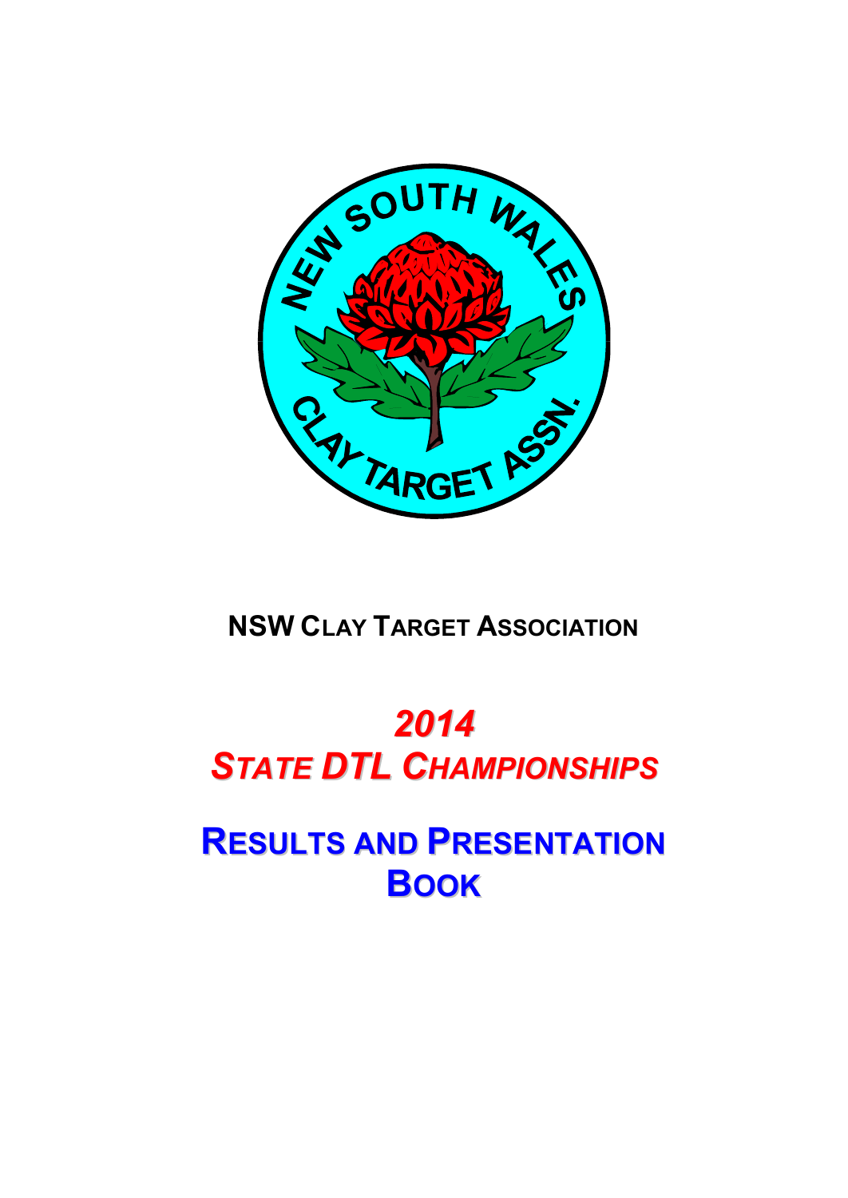NEW SOUTH WALES CLAY TARGET ASSN.

**NSW CLAY TARGET ASSOCIATION**

# *2014 STATE DTL CHAMPIONSHIPS*

# RESULTS AND PRESENTATION BOOK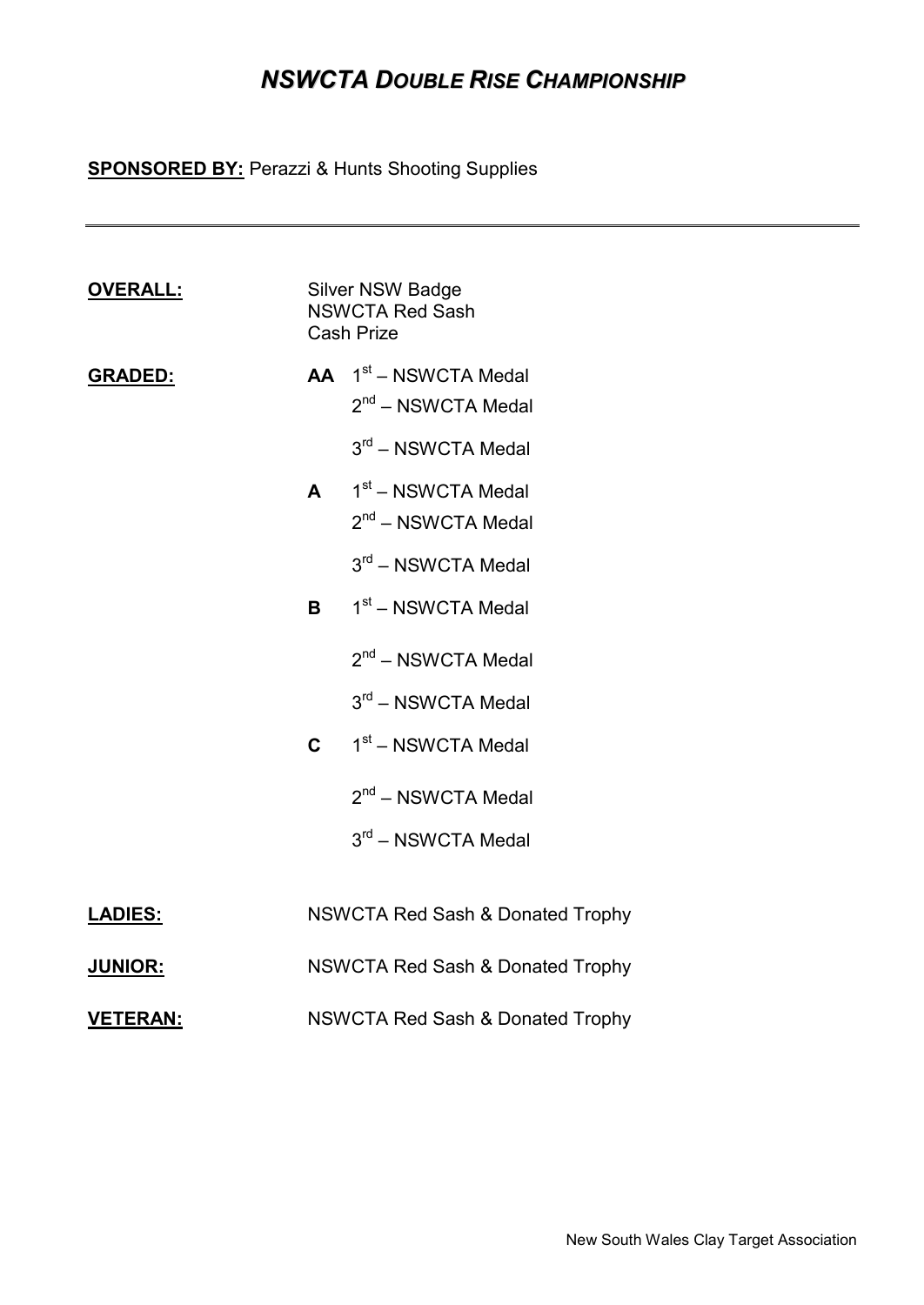# *NSWCTA DOUBLE RISE CHAMPIONSHIP*

**SPONSORED BY:** Perazzi & Hunts Shooting Supplies

---

**OVERALL:**

Silver NSW Badge
NSWCTA Red Sash
Cash Prize

**GRADED:**

**AA**
- 1st – NSWCTA Medal
- 2nd – NSWCTA Medal
- 3rd – NSWCTA Medal

**A**
- 1st – NSWCTA Medal
- 2nd – NSWCTA Medal
- 3rd – NSWCTA Medal

**B**
- 1st – NSWCTA Medal
- 2nd – NSWCTA Medal
- 3rd – NSWCTA Medal

**C**
- 1st – NSWCTA Medal
- 2nd – NSWCTA Medal
- 3rd – NSWCTA Medal

**LADIES:** NSWCTA Red Sash & Donated Trophy

**JUNIOR:** NSWCTA Red Sash & Donated Trophy

**VETERAN:** NSWCTA Red Sash & Donated Trophy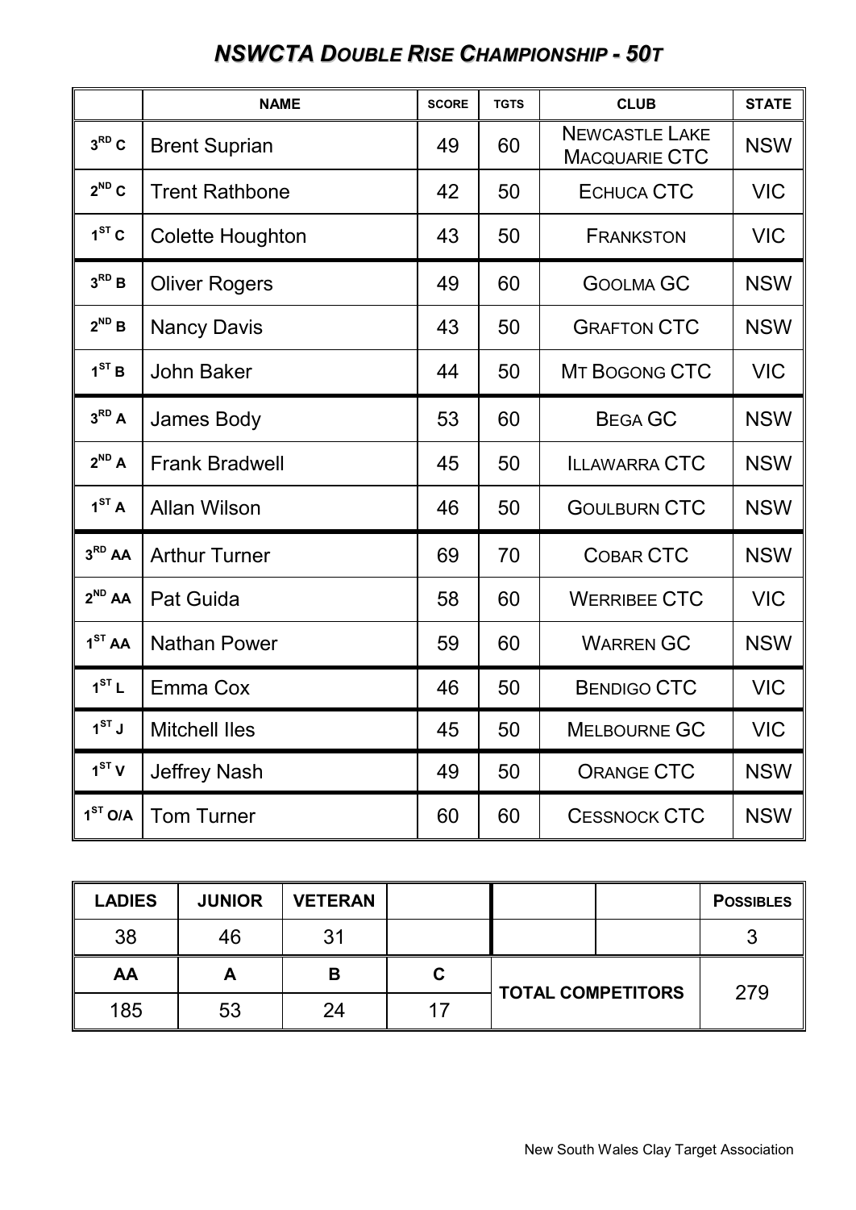# *NSWCTA Double Rise Championship - 50T*

| | NAME | SCORE | TGTS | CLUB | STATE |
|---|---|---|---|---|---|
| 3RD C | Brent Suprian | 49 | 60 | Newcastle Lake Macquarie CTC | NSW |
| 2ND C | Trent Rathbone | 42 | 50 | Echuca CTC | VIC |
| 1ST C | Colette Houghton | 43 | 50 | Frankston | VIC |
| 3RD B | Oliver Rogers | 49 | 60 | Goolma GC | NSW |
| 2ND B | Nancy Davis | 43 | 50 | Grafton CTC | NSW |
| 1ST B | John Baker | 44 | 50 | Mt Bogong CTC | VIC |
| 3RD A | James Body | 53 | 60 | Bega GC | NSW |
| 2ND A | Frank Bradwell | 45 | 50 | Illawarra CTC | NSW |
| 1ST A | Allan Wilson | 46 | 50 | Goulburn CTC | NSW |
| 3RD AA | Arthur Turner | 69 | 70 | Cobar CTC | NSW |
| 2ND AA | Pat Guida | 58 | 60 | Werribee CTC | VIC |
| 1ST AA | Nathan Power | 59 | 60 | Warren GC | NSW |
| 1ST L | Emma Cox | 46 | 50 | Bendigo CTC | VIC |
| 1ST J | Mitchell Iles | 45 | 50 | Melbourne GC | VIC |
| 1ST V | Jeffrey Nash | 49 | 50 | Orange CTC | NSW |
| 1ST O/A | Tom Turner | 60 | 60 | Cessnock CTC | NSW |

| LADIES | JUNIOR | VETERAN | | | | POSSIBLES |
|---|---|---|---|---|---|---|
| 38 | 46 | 31 | | | | 3 |
| AA | A | B | C | TOTAL COMPETITORS | | 279 |
| 185 | 53 | 24 | 17 | | | |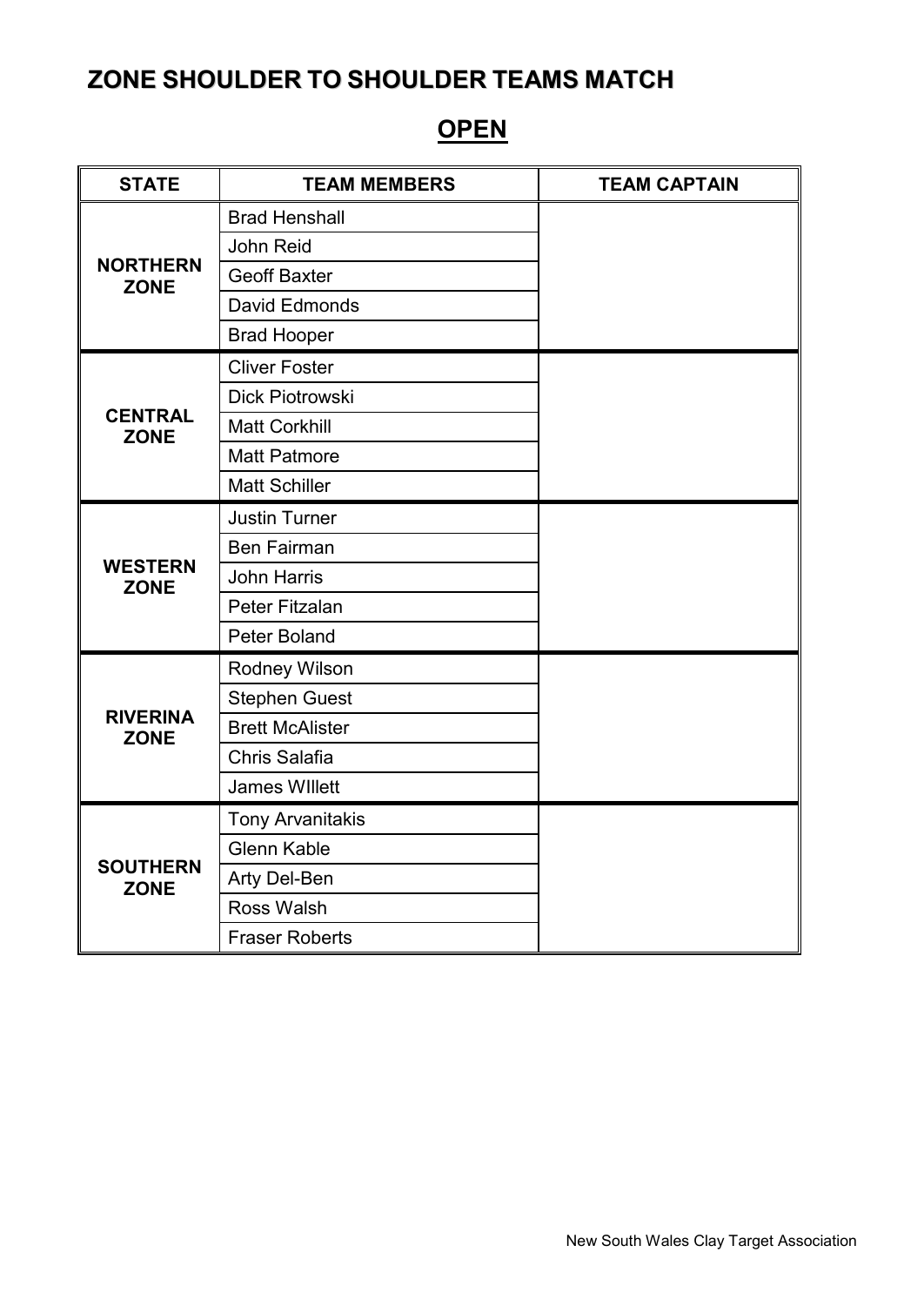# ZONE SHOULDER TO SHOULDER TEAMS MATCH

## OPEN

| STATE | TEAM MEMBERS | TEAM CAPTAIN |
|---|---|---|
| NORTHERN ZONE | Brad Henshall | |
| | John Reid | |
| | Geoff Baxter | |
| | David Edmonds | |
| | Brad Hooper | |
| CENTRAL ZONE | Cliver Foster | |
| | Dick Piotrowski | |
| | Matt Corkhill | |
| | Matt Patmore | |
| | Matt Schiller | |
| WESTERN ZONE | Justin Turner | |
| | Ben Fairman | |
| | John Harris | |
| | Peter Fitzalan | |
| | Peter Boland | |
| RIVERINA ZONE | Rodney Wilson | |
| | Stephen Guest | |
| | Brett McAlister | |
| | Chris Salafia | |
| | James WIllett | |
| SOUTHERN ZONE | Tony Arvanitakis | |
| | Glenn Kable | |
| | Arty Del-Ben | |
| | Ross Walsh | |
| | Fraser Roberts | |

New South Wales Clay Target Association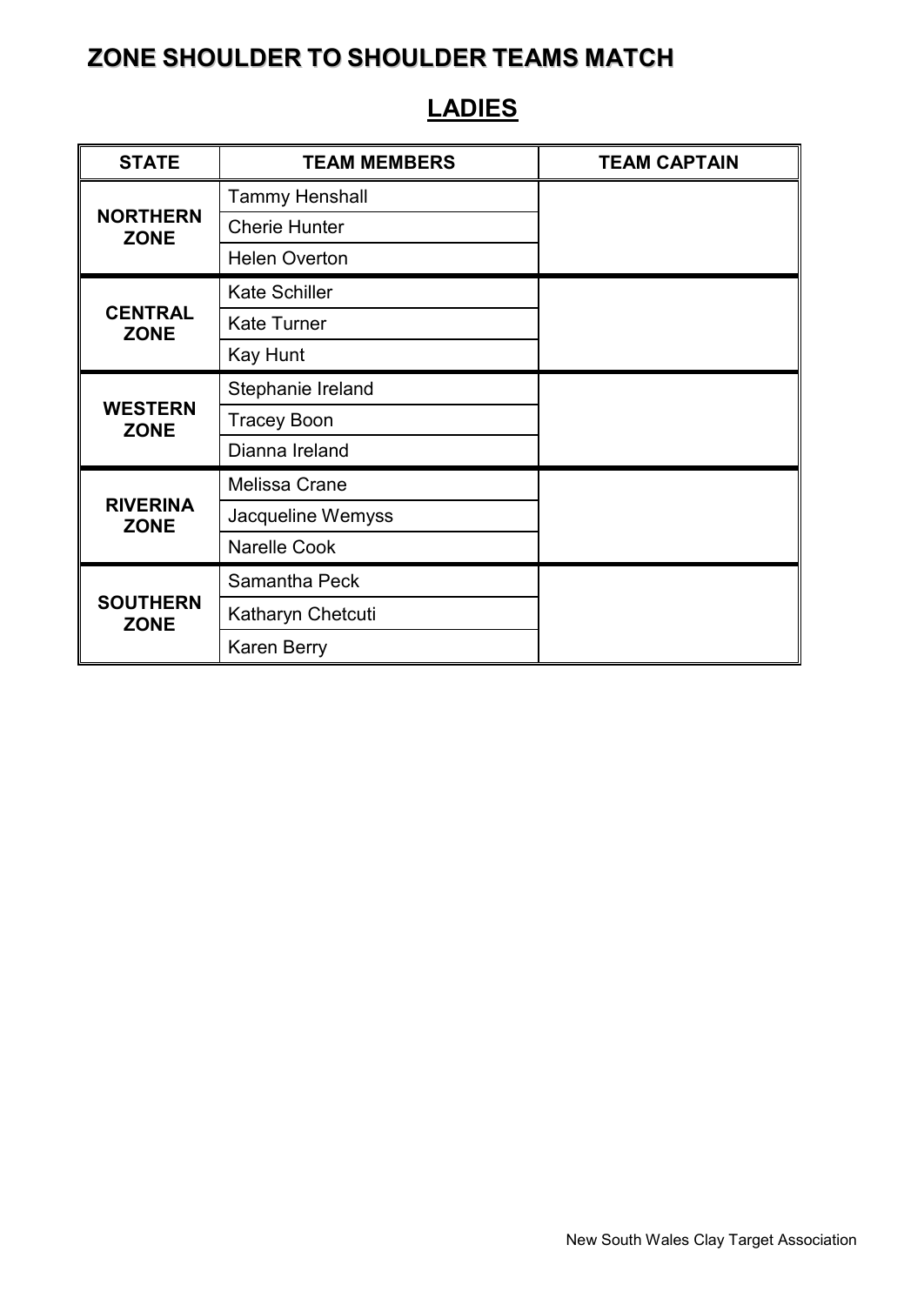# ZONE SHOULDER TO SHOULDER TEAMS MATCH

## LADIES

| STATE | TEAM MEMBERS | TEAM CAPTAIN |
|---|---|---|
| NORTHERN ZONE | Tammy Henshall | |
| | Cherie Hunter | |
| | Helen Overton | |
| CENTRAL ZONE | Kate Schiller | |
| | Kate Turner | |
| | Kay Hunt | |
| WESTERN ZONE | Stephanie Ireland | |
| | Tracey Boon | |
| | Dianna Ireland | |
| RIVERINA ZONE | Melissa Crane | |
| | Jacqueline Wemyss | |
| | Narelle Cook | |
| SOUTHERN ZONE | Samantha Peck | |
| | Katharyn Chetcuti | |
| | Karen Berry | |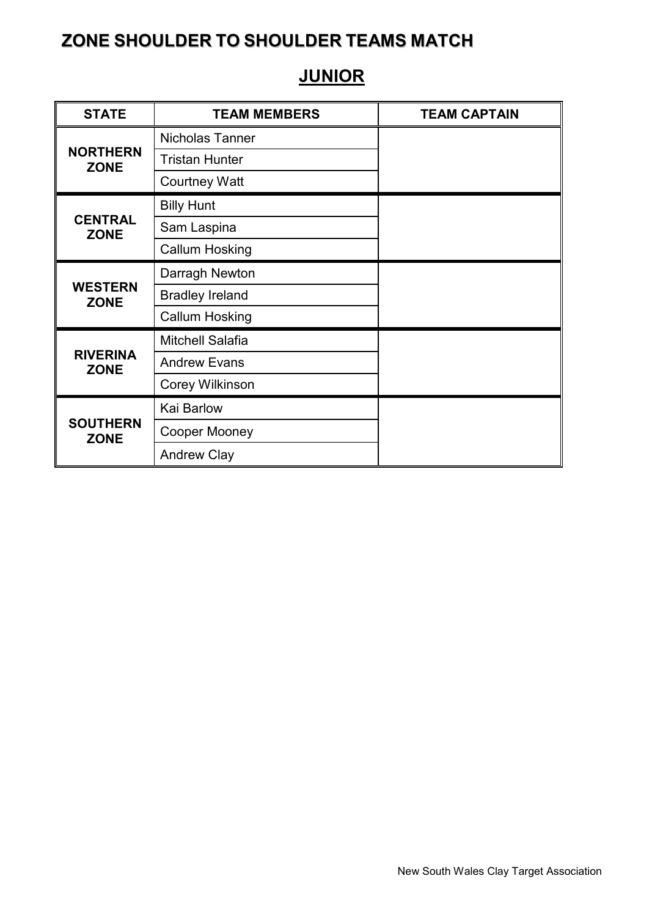# ZONE SHOULDER TO SHOULDER TEAMS MATCH

## JUNIOR

| STATE | TEAM MEMBERS | TEAM CAPTAIN |
|---|---|---|
| NORTHERN ZONE | Nicholas Tanner | |
| | Tristan Hunter | |
| | Courtney Watt | |
| CENTRAL ZONE | Billy Hunt | |
| | Sam Laspina | |
| | Callum Hosking | |
| WESTERN ZONE | Darragh Newton | |
| | Bradley Ireland | |
| | Callum Hosking | |
| RIVERINA ZONE | Mitchell Salafia | |
| | Andrew Evans | |
| | Corey Wilkinson | |
| SOUTHERN ZONE | Kai Barlow | |
| | Cooper Mooney | |
| | Andrew Clay | |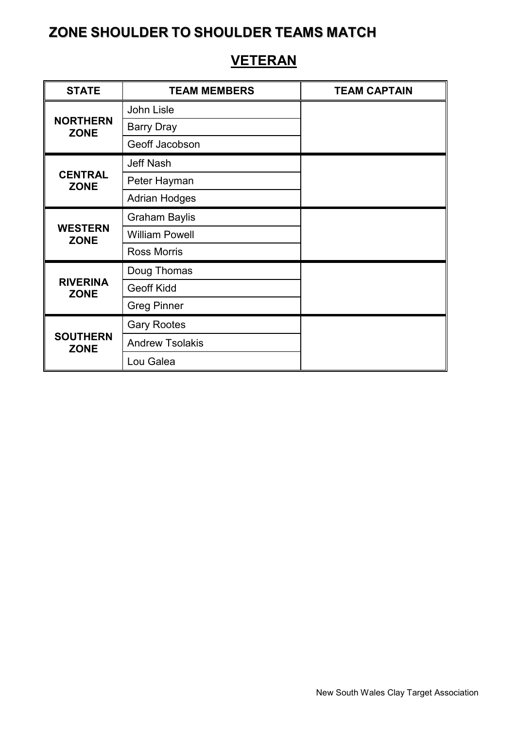# ZONE SHOULDER TO SHOULDER TEAMS MATCH

## VETERAN

| STATE | TEAM MEMBERS | TEAM CAPTAIN |
|---|---|---|
| NORTHERN ZONE | John Lisle | |
| | Barry Dray | |
| | Geoff Jacobson | |
| CENTRAL ZONE | Jeff Nash | |
| | Peter Hayman | |
| | Adrian Hodges | |
| WESTERN ZONE | Graham Baylis | |
| | William Powell | |
| | Ross Morris | |
| RIVERINA ZONE | Doug Thomas | |
| | Geoff Kidd | |
| | Greg Pinner | |
| SOUTHERN ZONE | Gary Rootes | |
| | Andrew Tsolakis | |
| | Lou Galea | |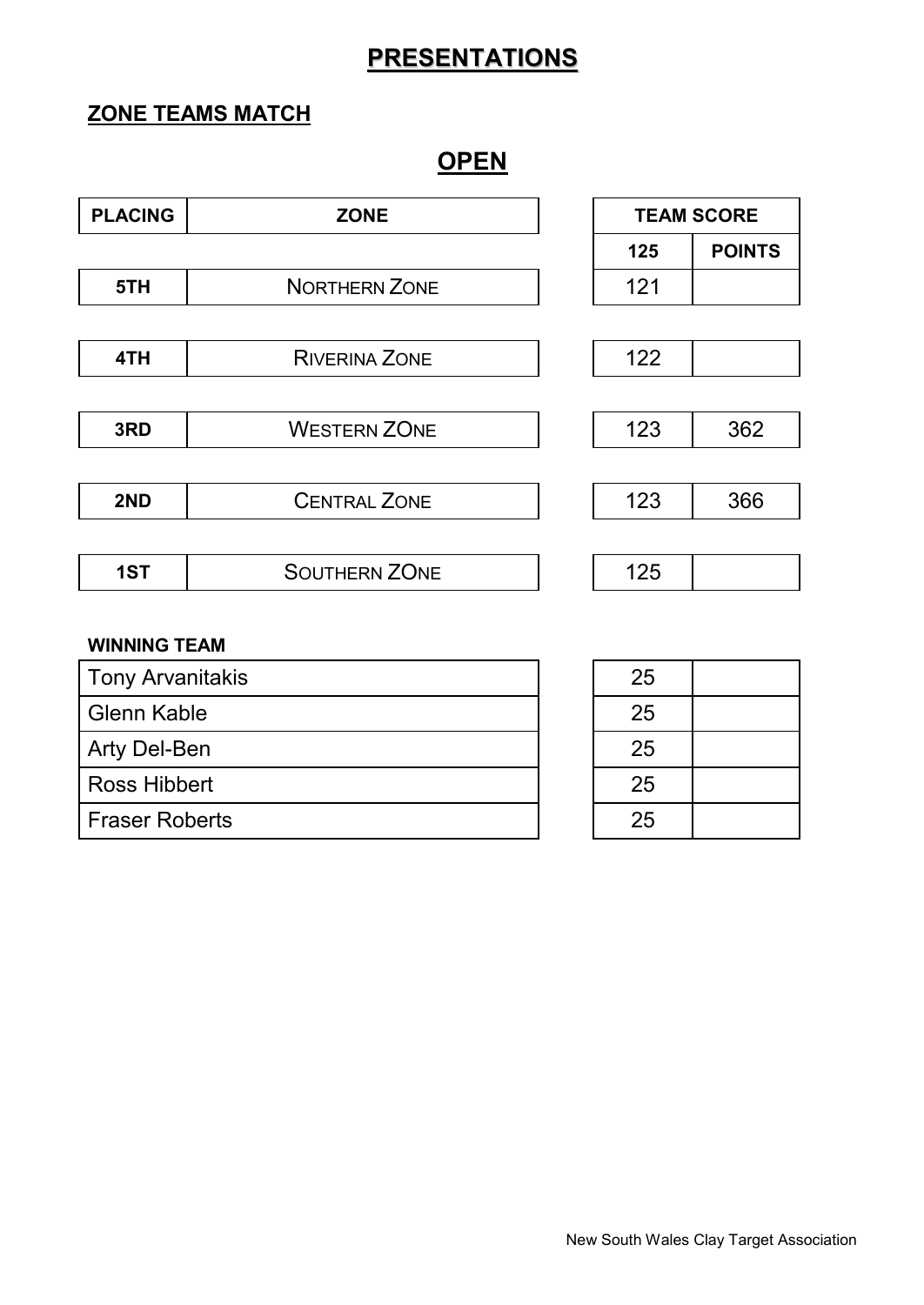# PRESENTATIONS

## ZONE TEAMS MATCH

## OPEN

| PLACING | ZONE | TEAM SCORE | |
|---|---|---|---|
| | | 125 | POINTS |
| 5TH | NORTHERN ZONE | 121 | |
| 4TH | RIVERINA ZONE | 122 | |
| 3RD | WESTERN ZONE | 123 | 362 |
| 2ND | CENTRAL ZONE | 123 | 366 |
| 1ST | SOUTHERN ZONE | 125 | |

**WINNING TEAM**

| Name | Score | |
|---|---|---|
| Tony Arvanitakis | 25 | |
| Glenn Kable | 25 | |
| Arty Del-Ben | 25 | |
| Ross Hibbert | 25 | |
| Fraser Roberts | 25 | |

New South Wales Clay Target Association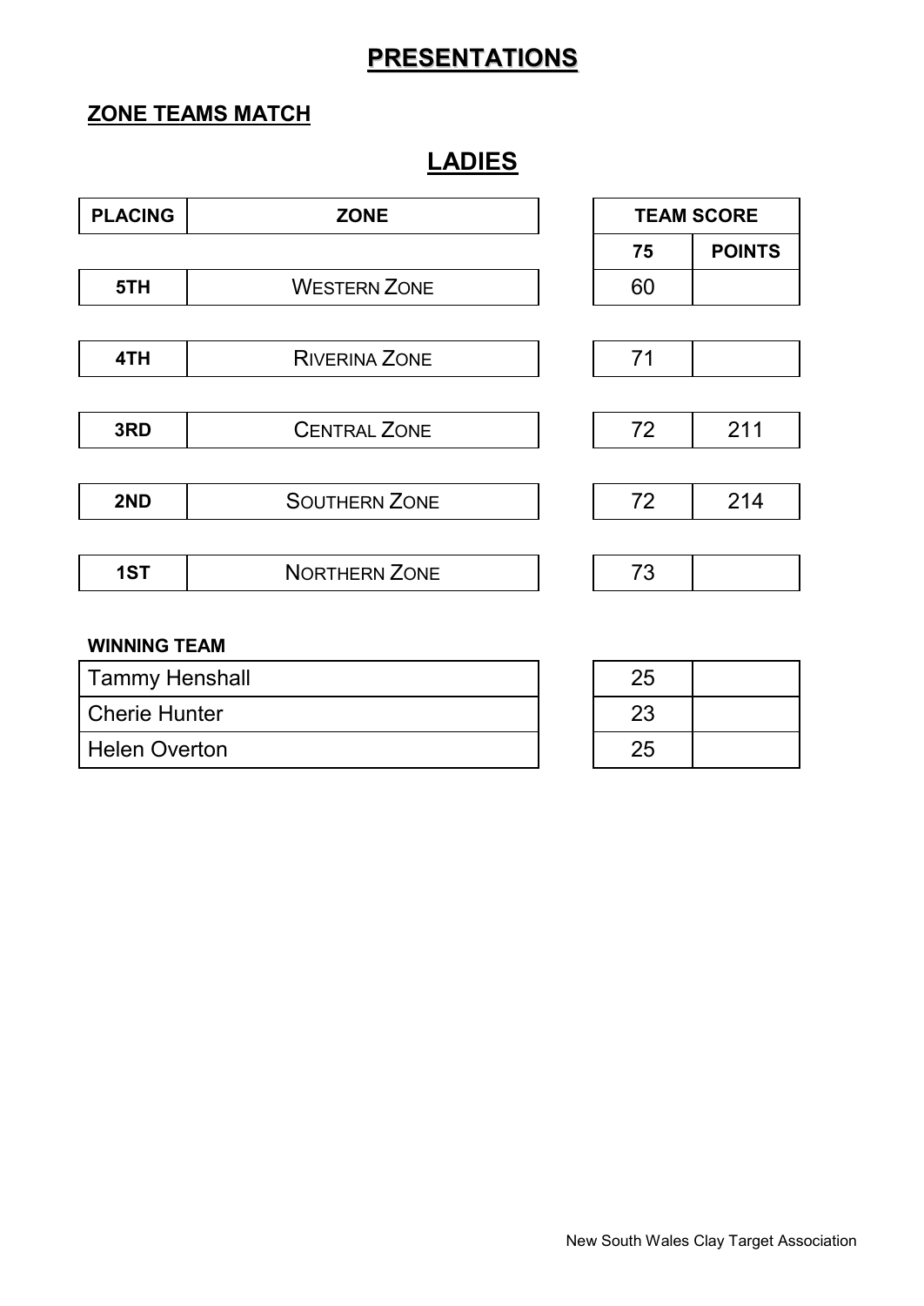# PRESENTATIONS

## ZONE TEAMS MATCH

## LADIES

| PLACING | ZONE | TEAM SCORE | |
|---|---|---|---|
| | | 75 | POINTS |
| 5TH | WESTERN ZONE | 60 | |
| 4TH | RIVERINA ZONE | 71 | |
| 3RD | CENTRAL ZONE | 72 | 211 |
| 2ND | SOUTHERN ZONE | 72 | 214 |
| 1ST | NORTHERN ZONE | 73 | |

**WINNING TEAM**

| | | |
|---|---|---|
| Tammy Henshall | 25 | |
| Cherie Hunter | 23 | |
| Helen Overton | 25 | |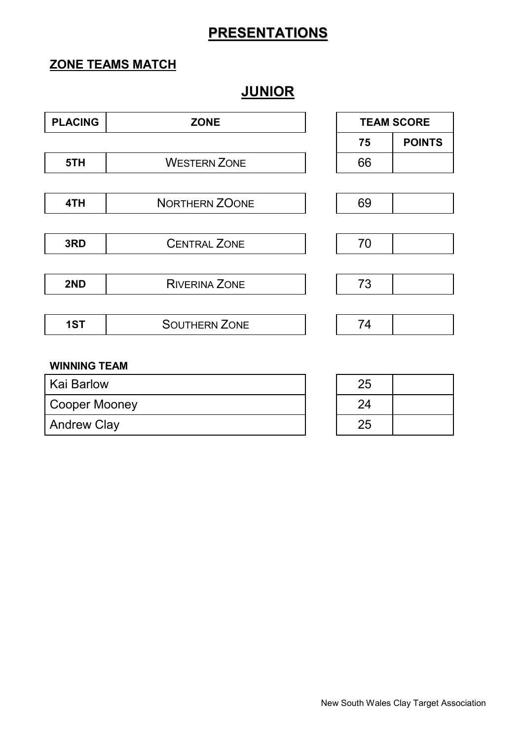# PRESENTATIONS

## ZONE TEAMS MATCH

## JUNIOR

| PLACING | ZONE | TEAM SCORE | |
|---|---|---|---|
| | | 75 | POINTS |
| 5TH | WESTERN ZONE | 66 | |
| 4TH | NORTHERN ZOONE | 69 | |
| 3RD | CENTRAL ZONE | 70 | |
| 2ND | RIVERINA ZONE | 73 | |
| 1ST | SOUTHERN ZONE | 74 | |

**WINNING TEAM**

| | | |
|---|---|---|
| Kai Barlow | 25 | |
| Cooper Mooney | 24 | |
| Andrew Clay | 25 | |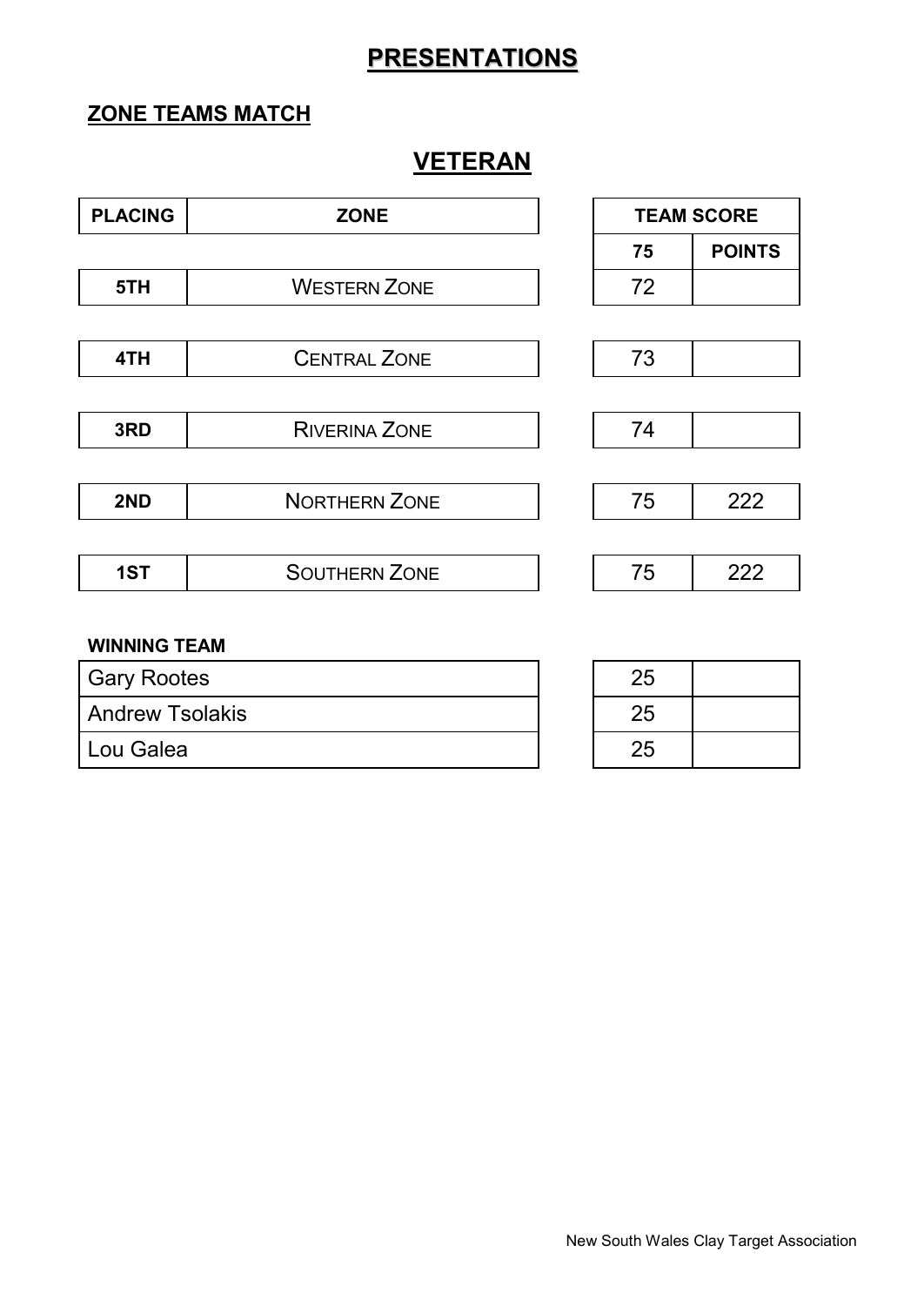# PRESENTATIONS

## ZONE TEAMS MATCH

## VETERAN

| PLACING | ZONE | TEAM SCORE | |
|---|---|---|---|
| | | 75 | POINTS |
| 5TH | WESTERN ZONE | 72 | |
| 4TH | CENTRAL ZONE | 73 | |
| 3RD | RIVERINA ZONE | 74 | |
| 2ND | NORTHERN ZONE | 75 | 222 |
| 1ST | SOUTHERN ZONE | 75 | 222 |

**WINNING TEAM**

| | | |
|---|---|---|
| Gary Rootes | 25 | |
| Andrew Tsolakis | 25 | |
| Lou Galea | 25 | |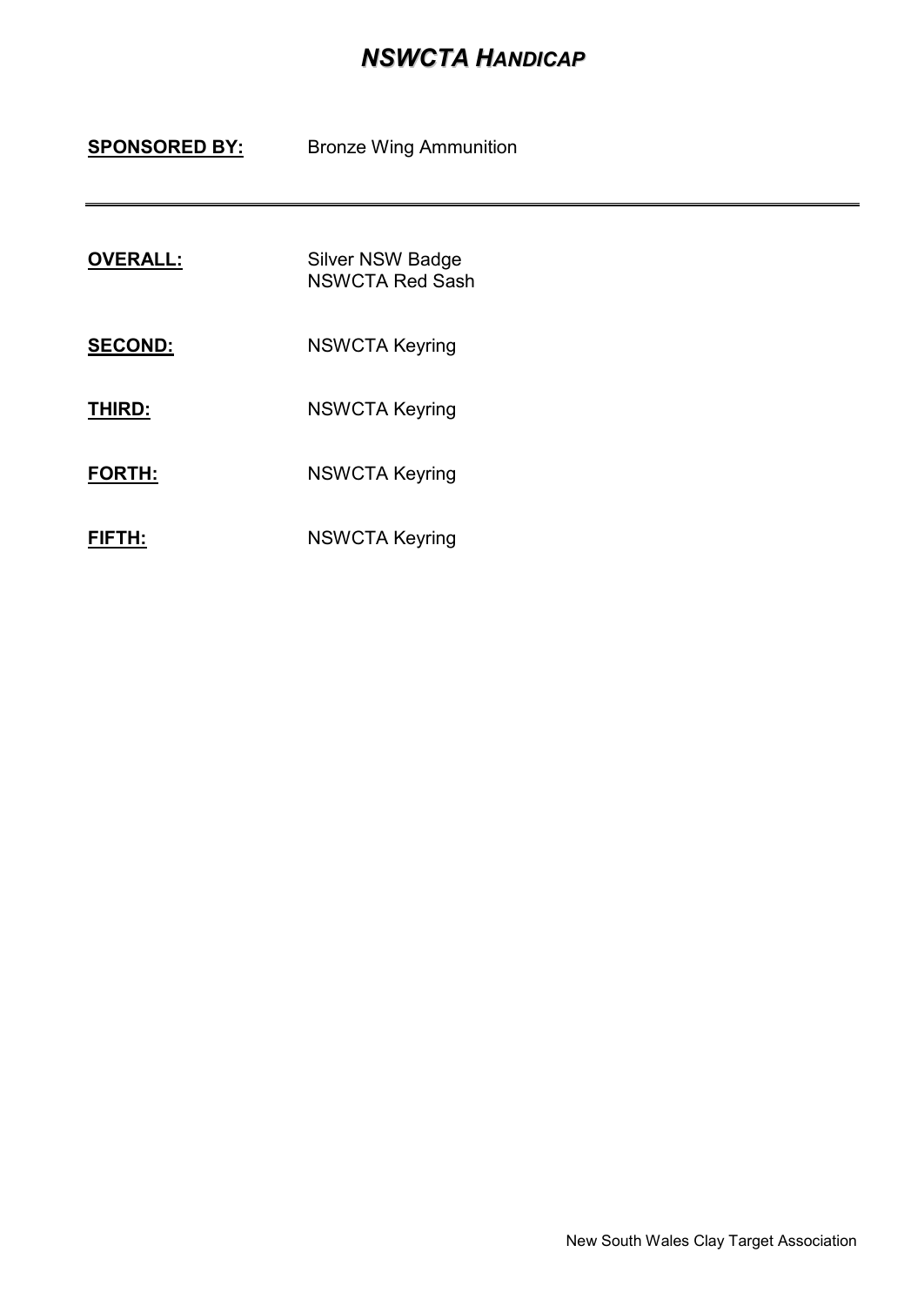# *NSWCTA HANDICAP*

**SPONSORED BY:** Bronze Wing Ammunition

---

**OVERALL:** Silver NSW Badge
NSWCTA Red Sash

**SECOND:** NSWCTA Keyring

**THIRD:** NSWCTA Keyring

**FORTH:** NSWCTA Keyring

**FIFTH:** NSWCTA Keyring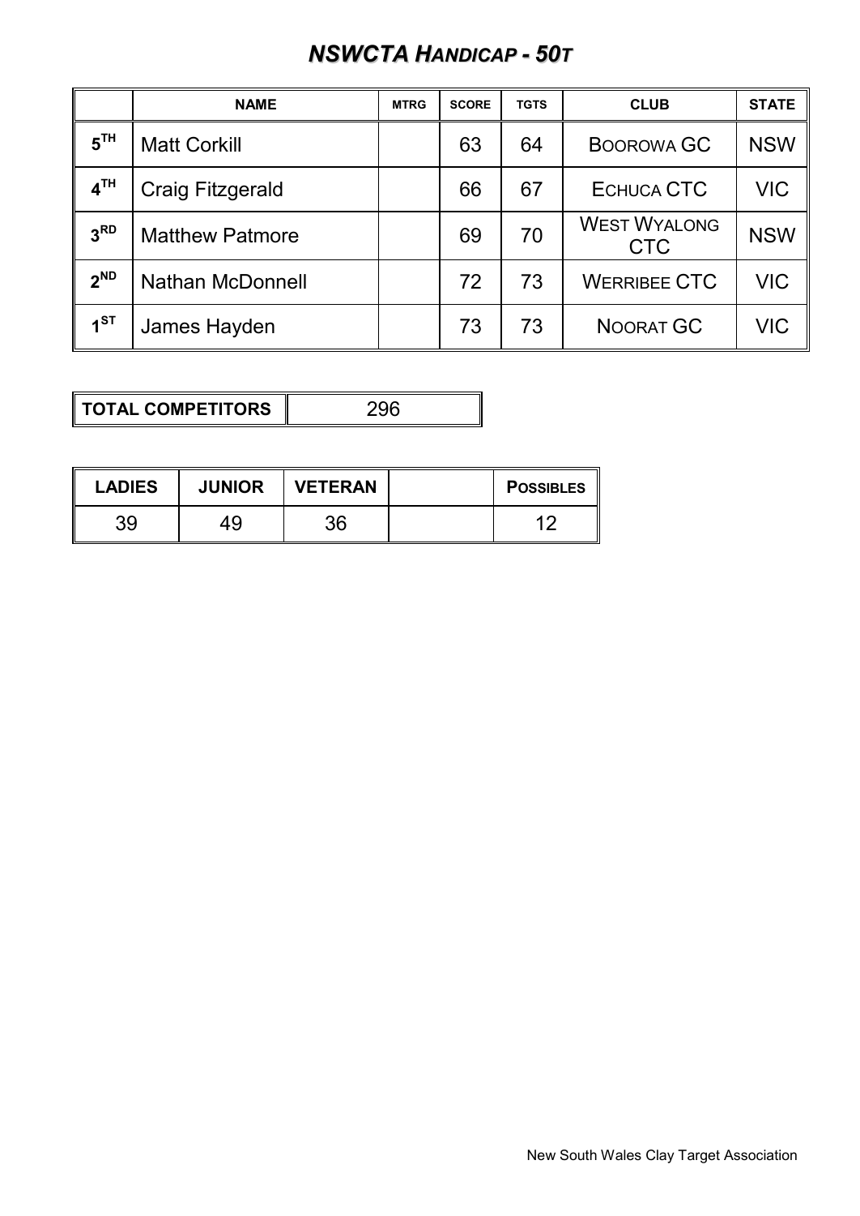# *NSWCTA HANDICAP - 50T*

| | NAME | MTRG | SCORE | TGTS | CLUB | STATE |
|---|---|---|---|---|---|---|
| 5TH | Matt Corkill | | 63 | 64 | BOOROWA GC | NSW |
| 4TH | Craig Fitzgerald | | 66 | 67 | ECHUCA CTC | VIC |
| 3RD | Matthew Patmore | | 69 | 70 | WEST WYALONG CTC | NSW |
| 2ND | Nathan McDonnell | | 72 | 73 | WERRIBEE CTC | VIC |
| 1ST | James Hayden | | 73 | 73 | NOORAT GC | VIC |

| TOTAL COMPETITORS | 296 |
|---|---|

| LADIES | JUNIOR | VETERAN | | POSSIBLES |
|---|---|---|---|---|
| 39 | 49 | 36 | | 12 |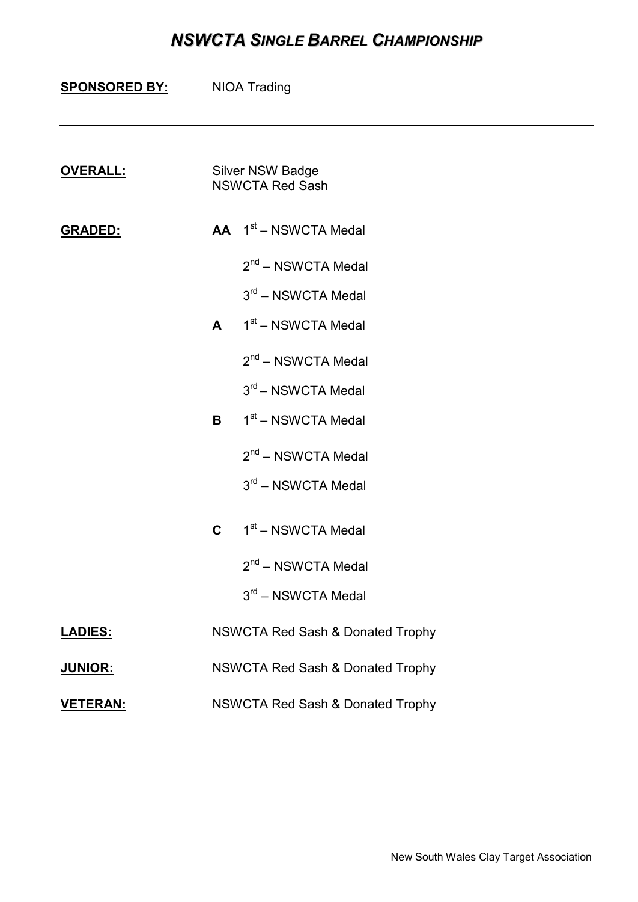# *NSWCTA SINGLE BARREL CHAMPIONSHIP*

**SPONSORED BY:** NIOA Trading

---

**OVERALL:** Silver NSW Badge
NSWCTA Red Sash

**GRADED:**

**AA** 1st – NSWCTA Medal
2nd – NSWCTA Medal
3rd – NSWCTA Medal

**A** 1st – NSWCTA Medal
2nd – NSWCTA Medal
3rd – NSWCTA Medal

**B** 1st – NSWCTA Medal
2nd – NSWCTA Medal
3rd – NSWCTA Medal

**C** 1st – NSWCTA Medal
2nd – NSWCTA Medal
3rd – NSWCTA Medal

**LADIES:** NSWCTA Red Sash & Donated Trophy

**JUNIOR:** NSWCTA Red Sash & Donated Trophy

**VETERAN:** NSWCTA Red Sash & Donated Trophy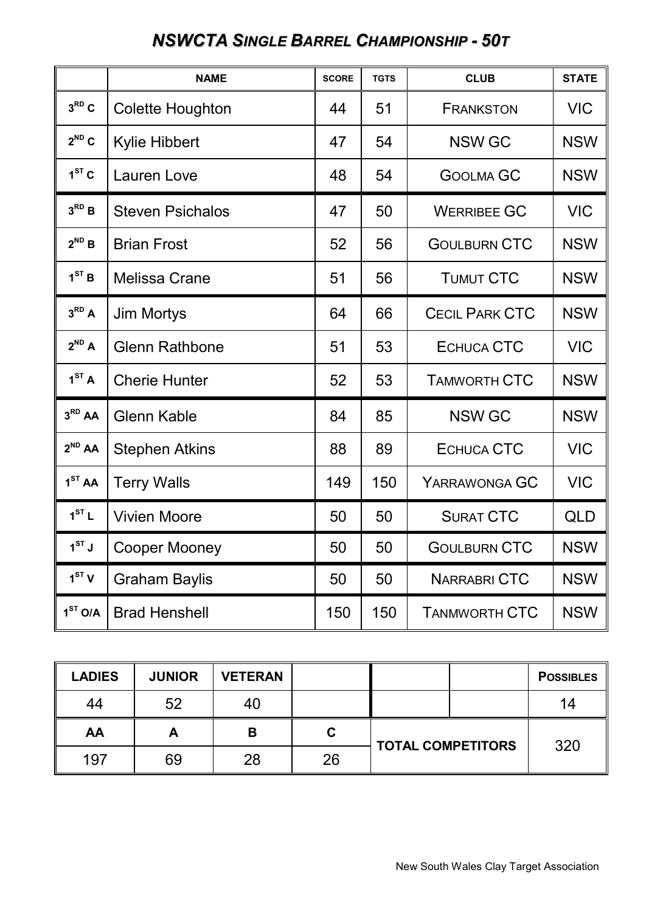## *NSWCTA SINGLE BARREL CHAMPIONSHIP - 50T*

| | NAME | SCORE | TGTS | CLUB | STATE |
|---|---|---|---|---|---|
| 3RD C | Colette Houghton | 44 | 51 | FRANKSTON | VIC |
| 2ND C | Kylie Hibbert | 47 | 54 | NSW GC | NSW |
| 1ST C | Lauren Love | 48 | 54 | GOOLMA GC | NSW |
| 3RD B | Steven Psichalos | 47 | 50 | WERRIBEE GC | VIC |
| 2ND B | Brian Frost | 52 | 56 | GOULBURN CTC | NSW |
| 1ST B | Melissa Crane | 51 | 56 | TUMUT CTC | NSW |
| 3RD A | Jim Mortys | 64 | 66 | CECIL PARK CTC | NSW |
| 2ND A | Glenn Rathbone | 51 | 53 | ECHUCA CTC | VIC |
| 1ST A | Cherie Hunter | 52 | 53 | TAMWORTH CTC | NSW |
| 3RD AA | Glenn Kable | 84 | 85 | NSW GC | NSW |
| 2ND AA | Stephen Atkins | 88 | 89 | ECHUCA CTC | VIC |
| 1ST AA | Terry Walls | 149 | 150 | YARRAWONGA GC | VIC |
| 1ST L | Vivien Moore | 50 | 50 | SURAT CTC | QLD |
| 1ST J | Cooper Mooney | 50 | 50 | GOULBURN CTC | NSW |
| 1ST V | Graham Baylis | 50 | 50 | NARRABRI CTC | NSW |
| 1ST O/A | Brad Henshell | 150 | 150 | TANMWORTH CTC | NSW |

| LADIES | JUNIOR | VETERAN | | | | POSSIBLES |
|---|---|---|---|---|---|---|
| 44 | 52 | 40 | | | | 14 |
| **AA** | **A** | **B** | **C** | **TOTAL COMPETITORS** | | 320 |
| 197 | 69 | 28 | 26 | | | |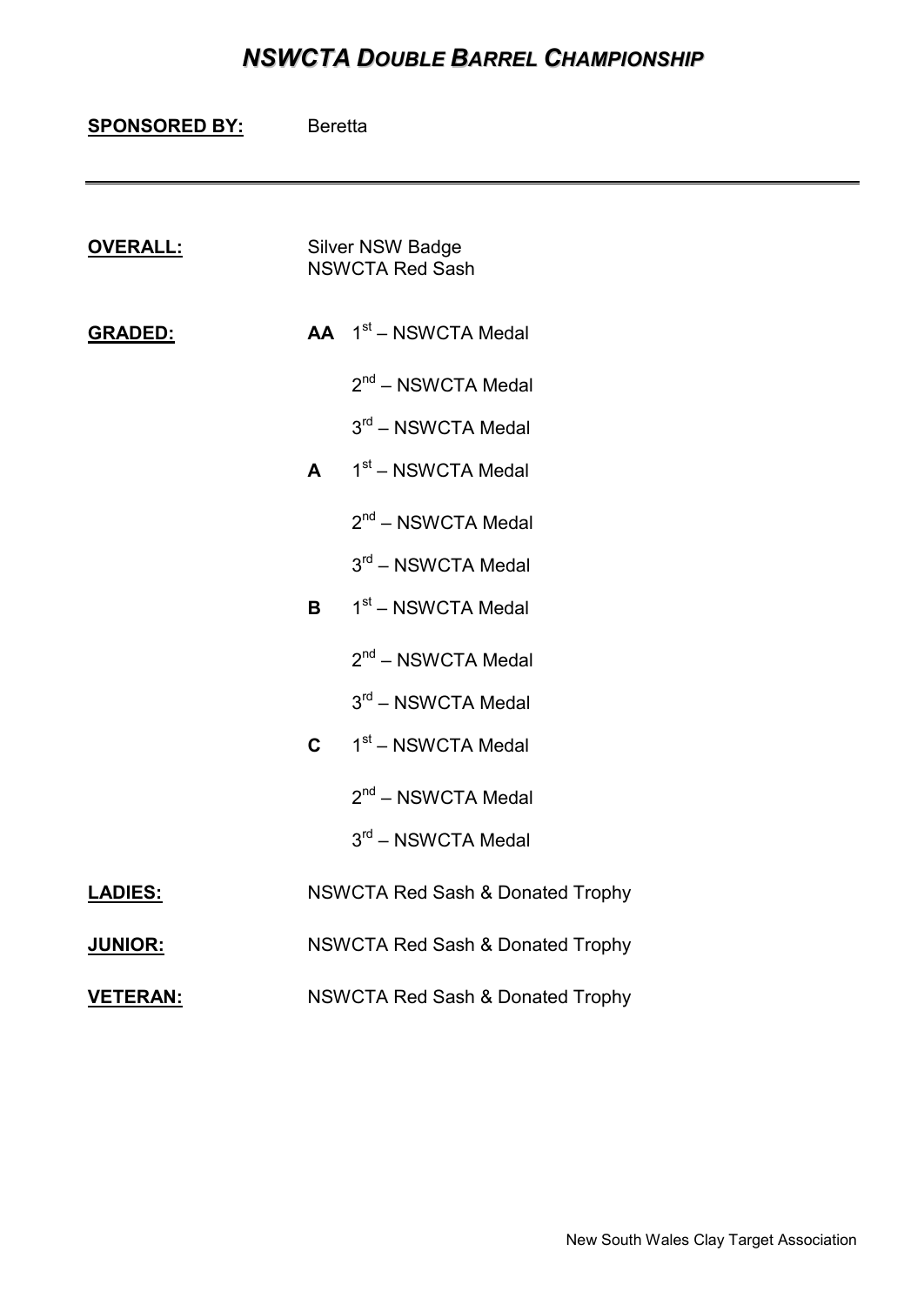# *NSWCTA DOUBLE BARREL CHAMPIONSHIP*

**SPONSORED BY:** Beretta

---

**OVERALL:** Silver NSW Badge
NSWCTA Red Sash

**GRADED:**

**AA** 1st – NSWCTA Medal
2nd – NSWCTA Medal
3rd – NSWCTA Medal

**A** 1st – NSWCTA Medal
2nd – NSWCTA Medal
3rd – NSWCTA Medal

**B** 1st – NSWCTA Medal
2nd – NSWCTA Medal
3rd – NSWCTA Medal

**C** 1st – NSWCTA Medal
2nd – NSWCTA Medal
3rd – NSWCTA Medal

**LADIES:** NSWCTA Red Sash & Donated Trophy

**JUNIOR:** NSWCTA Red Sash & Donated Trophy

**VETERAN:** NSWCTA Red Sash & Donated Trophy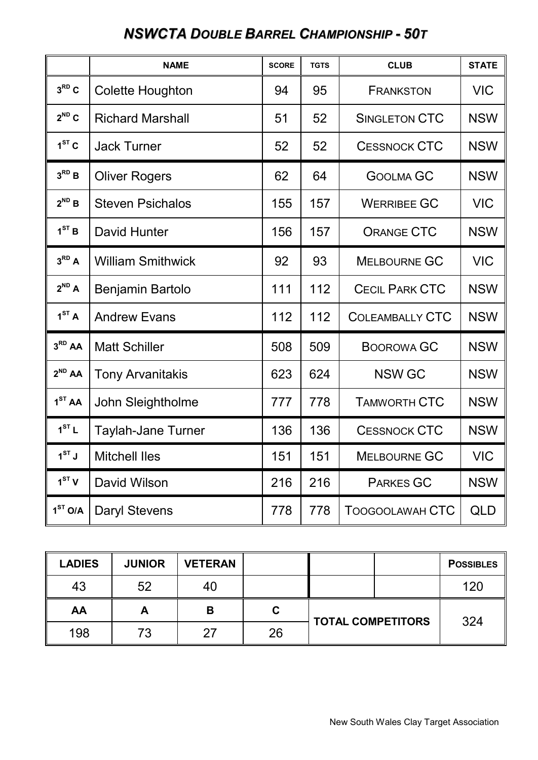## *NSWCTA DOUBLE BARREL CHAMPIONSHIP - 50T*

| | NAME | SCORE | TGTS | CLUB | STATE |
|---|---|---|---|---|---|
| 3RD C | Colette Houghton | 94 | 95 | FRANKSTON | VIC |
| 2ND C | Richard Marshall | 51 | 52 | SINGLETON CTC | NSW |
| 1ST C | Jack Turner | 52 | 52 | CESSNOCK CTC | NSW |
| 3RD B | Oliver Rogers | 62 | 64 | GOOLMA GC | NSW |
| 2ND B | Steven Psichalos | 155 | 157 | WERRIBEE GC | VIC |
| 1ST B | David Hunter | 156 | 157 | ORANGE CTC | NSW |
| 3RD A | William Smithwick | 92 | 93 | MELBOURNE GC | VIC |
| 2ND A | Benjamin Bartolo | 111 | 112 | CECIL PARK CTC | NSW |
| 1ST A | Andrew Evans | 112 | 112 | COLEAMBALLY CTC | NSW |
| 3RD AA | Matt Schiller | 508 | 509 | BOOROWA GC | NSW |
| 2ND AA | Tony Arvanitakis | 623 | 624 | NSW GC | NSW |
| 1ST AA | John Sleightholme | 777 | 778 | TAMWORTH CTC | NSW |
| 1ST L | Taylah-Jane Turner | 136 | 136 | CESSNOCK CTC | NSW |
| 1ST J | Mitchell Iles | 151 | 151 | MELBOURNE GC | VIC |
| 1ST V | David Wilson | 216 | 216 | PARKES GC | NSW |
| 1ST O/A | Daryl Stevens | 778 | 778 | TOOGOOLAWAH CTC | QLD |

| LADIES | JUNIOR | VETERAN | | | | POSSIBLES |
|---|---|---|---|---|---|---|
| 43 | 52 | 40 | | | | 120 |
| **AA** | **A** | **B** | **C** | **TOTAL COMPETITORS** | | 324 |
| 198 | 73 | 27 | 26 | | | |

New South Wales Clay Target Association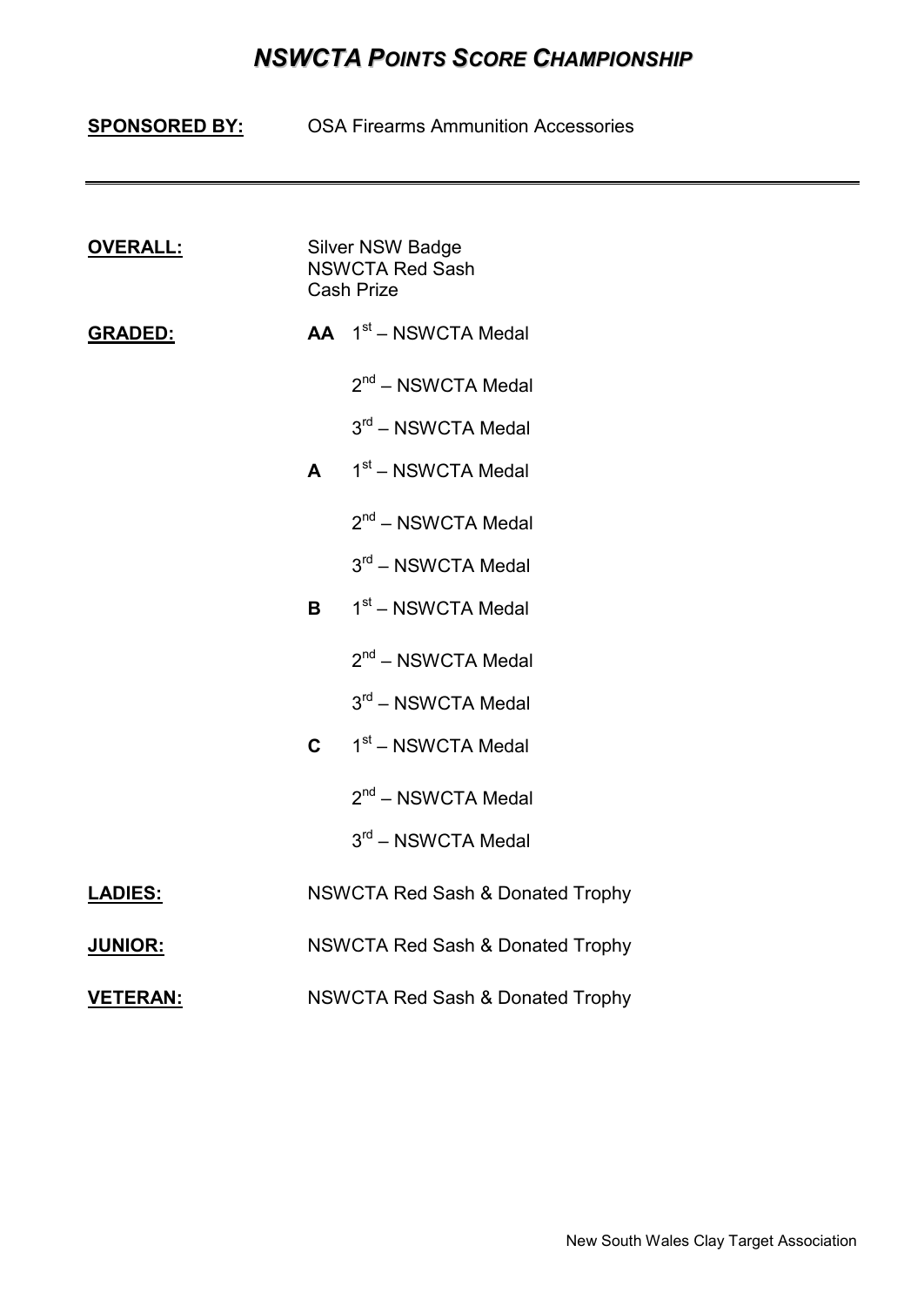# *NSWCTA POINTS SCORE CHAMPIONSHIP*

**SPONSORED BY:** OSA Firearms Ammunition Accessories

---

**OVERALL:**
Silver NSW Badge
NSWCTA Red Sash
Cash Prize

**GRADED:**

**AA** 1st – NSWCTA Medal
2nd – NSWCTA Medal
3rd – NSWCTA Medal

**A** 1st – NSWCTA Medal
2nd – NSWCTA Medal
3rd – NSWCTA Medal

**B** 1st – NSWCTA Medal
2nd – NSWCTA Medal
3rd – NSWCTA Medal

**C** 1st – NSWCTA Medal
2nd – NSWCTA Medal
3rd – NSWCTA Medal

**LADIES:** NSWCTA Red Sash & Donated Trophy

**JUNIOR:** NSWCTA Red Sash & Donated Trophy

**VETERAN:** NSWCTA Red Sash & Donated Trophy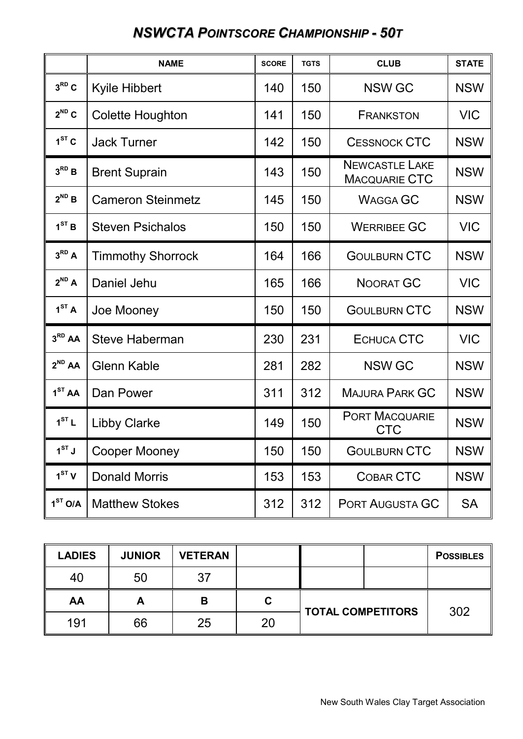# *NSWCTA POINTSCORE CHAMPIONSHIP - 50T*

| | NAME | SCORE | TGTS | CLUB | STATE |
|---|---|---|---|---|---|
| 3RD C | Kyile Hibbert | 140 | 150 | NSW GC | NSW |
| 2ND C | Colette Houghton | 141 | 150 | FRANKSTON | VIC |
| 1ST C | Jack Turner | 142 | 150 | CESSNOCK CTC | NSW |
| 3RD B | Brent Suprain | 143 | 150 | NEWCASTLE LAKE MACQUARIE CTC | NSW |
| 2ND B | Cameron Steinmetz | 145 | 150 | WAGGA GC | NSW |
| 1ST B | Steven Psichalos | 150 | 150 | WERRIBEE GC | VIC |
| 3RD A | Timmothy Shorrock | 164 | 166 | GOULBURN CTC | NSW |
| 2ND A | Daniel Jehu | 165 | 166 | NOORAT GC | VIC |
| 1ST A | Joe Mooney | 150 | 150 | GOULBURN CTC | NSW |
| 3RD AA | Steve Haberman | 230 | 231 | ECHUCA CTC | VIC |
| 2ND AA | Glenn Kable | 281 | 282 | NSW GC | NSW |
| 1ST AA | Dan Power | 311 | 312 | MAJURA PARK GC | NSW |
| 1ST L | Libby Clarke | 149 | 150 | PORT MACQUARIE CTC | NSW |
| 1ST J | Cooper Mooney | 150 | 150 | GOULBURN CTC | NSW |
| 1ST V | Donald Morris | 153 | 153 | COBAR CTC | NSW |
| 1ST O/A | Matthew Stokes | 312 | 312 | PORT AUGUSTA GC | SA |

| LADIES | JUNIOR | VETERAN | | | | POSSIBLES |
|---|---|---|---|---|---|---|
| 40 | 50 | 37 | | | | |
| AA | A | B | C | TOTAL COMPETITORS | | 302 |
| 191 | 66 | 25 | 20 | | | |

New South Wales Clay Target Association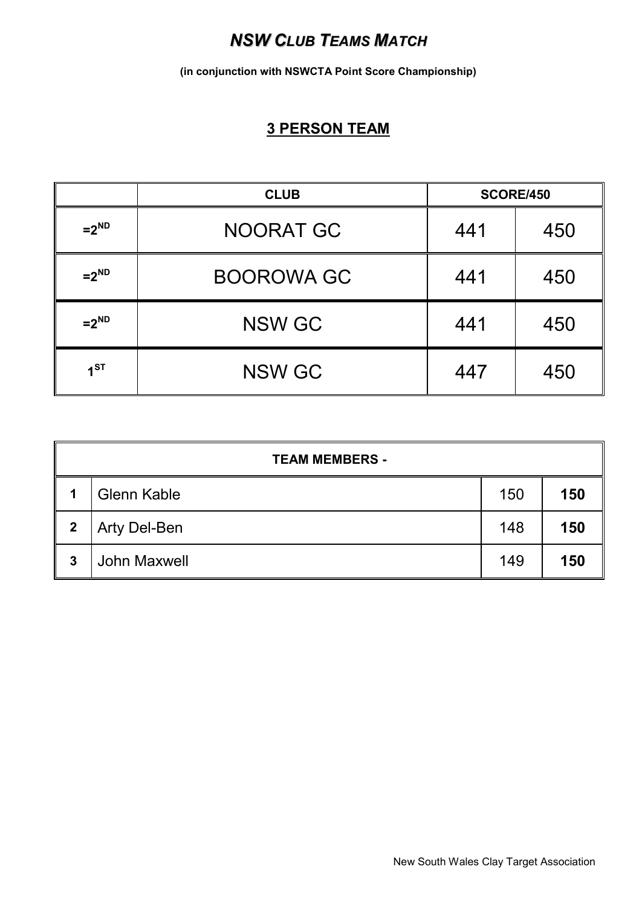# ***NSW CLUB TEAMS MATCH***

**(in conjunction with NSWCTA Point Score Championship)**

## **3 PERSON TEAM**

| | CLUB | SCORE/450 | |
|---|---|---|---|
| =2ND | NOORAT GC | 441 | 450 |
| =2ND | BOOROWA GC | 441 | 450 |
| =2ND | NSW GC | 441 | 450 |
| 1ST | NSW GC | 447 | 450 |

| TEAM MEMBERS - | | | |
|---|---|---|---|
| **1** | Glenn Kable | 150 | **150** |
| **2** | Arty Del-Ben | 148 | **150** |
| **3** | John Maxwell | 149 | **150** |

New South Wales Clay Target Association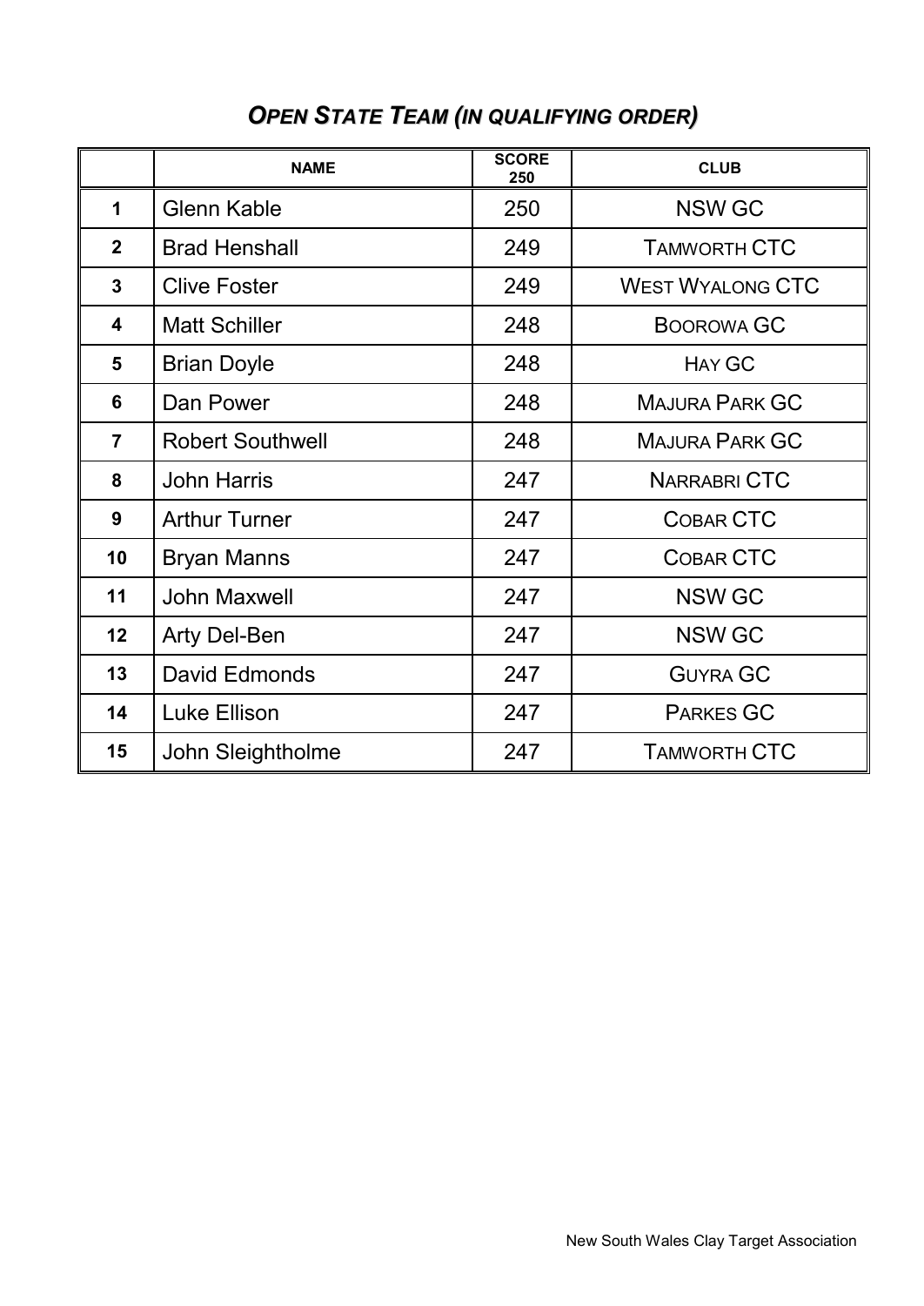## *OPEN STATE TEAM (IN QUALIFYING ORDER)*

| | NAME | SCORE 250 | CLUB |
|---|---|---|---|
| 1 | Glenn Kable | 250 | NSW GC |
| 2 | Brad Henshall | 249 | TAMWORTH CTC |
| 3 | Clive Foster | 249 | WEST WYALONG CTC |
| 4 | Matt Schiller | 248 | BOOROWA GC |
| 5 | Brian Doyle | 248 | HAY GC |
| 6 | Dan Power | 248 | MAJURA PARK GC |
| 7 | Robert Southwell | 248 | MAJURA PARK GC |
| 8 | John Harris | 247 | NARRABRI CTC |
| 9 | Arthur Turner | 247 | COBAR CTC |
| 10 | Bryan Manns | 247 | COBAR CTC |
| 11 | John Maxwell | 247 | NSW GC |
| 12 | Arty Del-Ben | 247 | NSW GC |
| 13 | David Edmonds | 247 | GUYRA GC |
| 14 | Luke Ellison | 247 | PARKES GC |
| 15 | John Sleightholme | 247 | TAMWORTH CTC |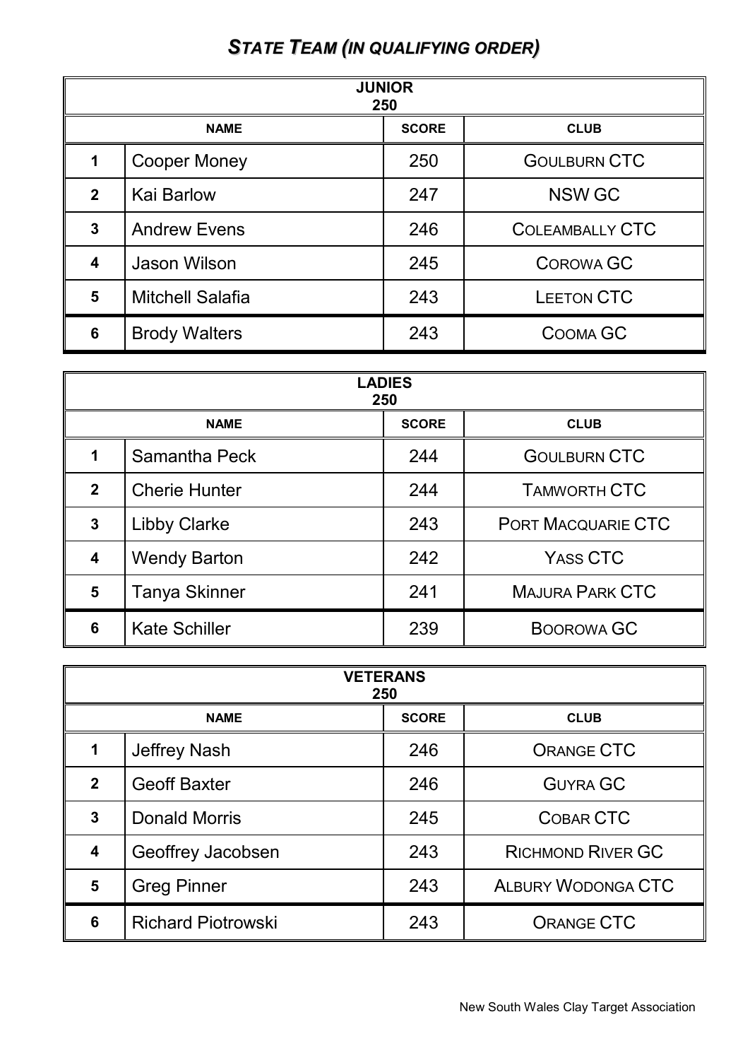# *STATE TEAM (IN QUALIFYING ORDER)*

| JUNIOR 250 | | | |
|---|---|---|---|
| | **NAME** | **SCORE** | **CLUB** |
| **1** | Cooper Money | 250 | GOULBURN CTC |
| **2** | Kai Barlow | 247 | NSW GC |
| **3** | Andrew Evens | 246 | COLEAMBALLY CTC |
| **4** | Jason Wilson | 245 | COROWA GC |
| **5** | Mitchell Salafia | 243 | LEETON CTC |
| **6** | Brody Walters | 243 | COOMA GC |

| LADIES 250 | | | |
|---|---|---|---|
| | **NAME** | **SCORE** | **CLUB** |
| **1** | Samantha Peck | 244 | GOULBURN CTC |
| **2** | Cherie Hunter | 244 | TAMWORTH CTC |
| **3** | Libby Clarke | 243 | PORT MACQUARIE CTC |
| **4** | Wendy Barton | 242 | YASS CTC |
| **5** | Tanya Skinner | 241 | MAJURA PARK CTC |
| **6** | Kate Schiller | 239 | BOOROWA GC |

| VETERANS 250 | | | |
|---|---|---|---|
| | **NAME** | **SCORE** | **CLUB** |
| **1** | Jeffrey Nash | 246 | ORANGE CTC |
| **2** | Geoff Baxter | 246 | GUYRA GC |
| **3** | Donald Morris | 245 | COBAR CTC |
| **4** | Geoffrey Jacobsen | 243 | RICHMOND RIVER GC |
| **5** | Greg Pinner | 243 | ALBURY WODONGA CTC |
| **6** | Richard Piotrowski | 243 | ORANGE CTC |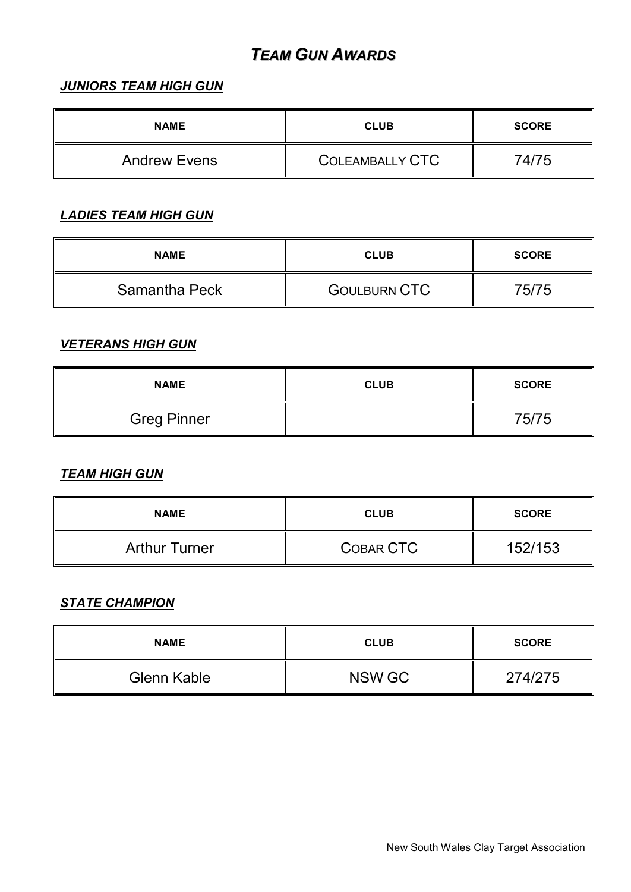# ***TEAM GUN AWARDS***

***JUNIORS TEAM HIGH GUN***

| NAME | CLUB | SCORE |
|---|---|---|
| Andrew Evens | COLEAMBALLY CTC | 74/75 |

***LADIES TEAM HIGH GUN***

| NAME | CLUB | SCORE |
|---|---|---|
| Samantha Peck | GOULBURN CTC | 75/75 |

***VETERANS HIGH GUN***

| NAME | CLUB | SCORE |
|---|---|---|
| Greg Pinner | | 75/75 |

***TEAM HIGH GUN***

| NAME | CLUB | SCORE |
|---|---|---|
| Arthur Turner | COBAR CTC | 152/153 |

***STATE CHAMPION***

| NAME | CLUB | SCORE |
|---|---|---|
| Glenn Kable | NSW GC | 274/275 |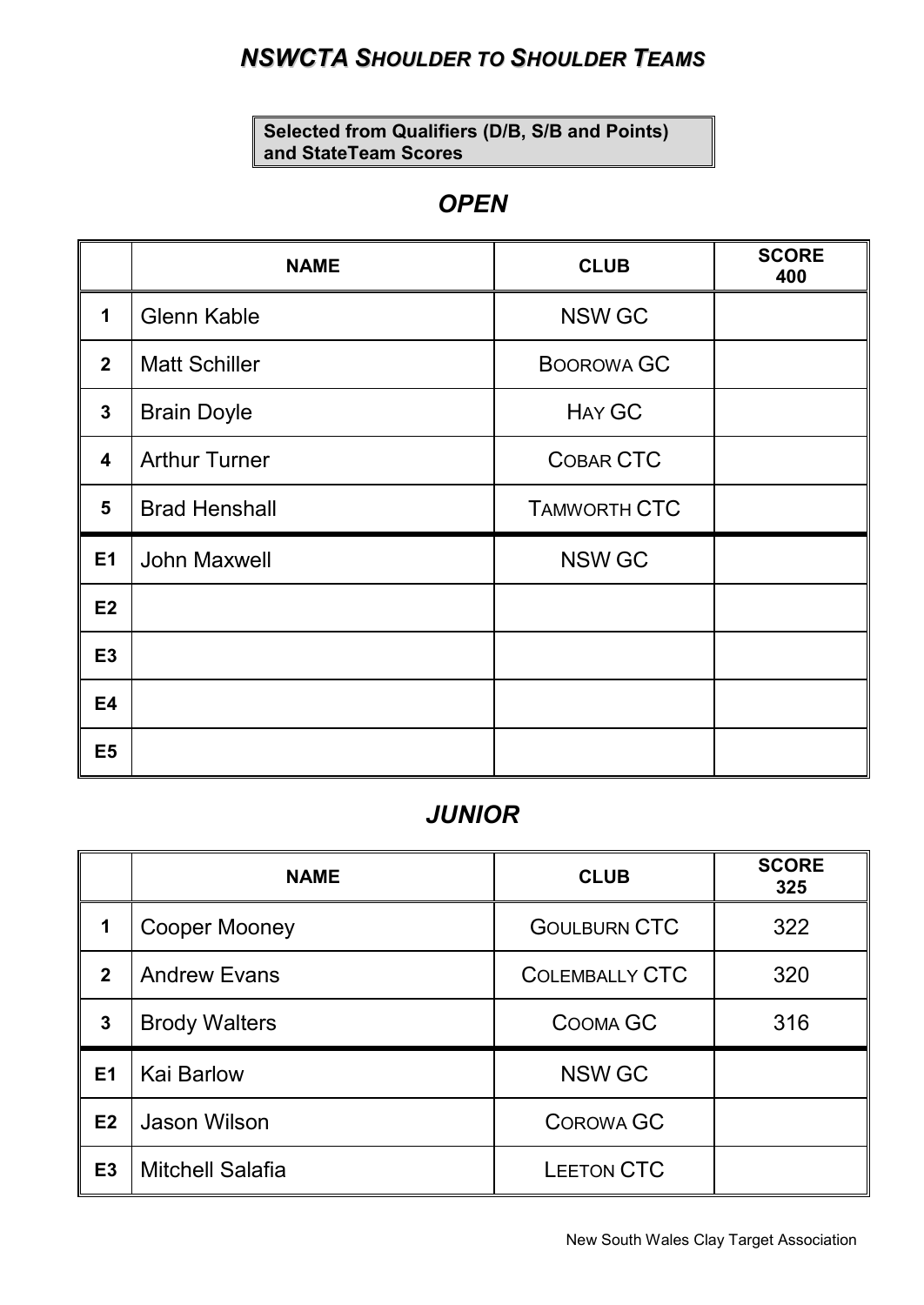# *NSWCTA SHOULDER TO SHOULDER TEAMS*

**Selected from Qualifiers (D/B, S/B and Points) and StateTeam Scores**

## *OPEN*

| | NAME | CLUB | SCORE 400 |
|---|---|---|---|
| 1 | Glenn Kable | NSW GC | |
| 2 | Matt Schiller | BOOROWA GC | |
| 3 | Brain Doyle | HAY GC | |
| 4 | Arthur Turner | COBAR CTC | |
| 5 | Brad Henshall | TAMWORTH CTC | |
| E1 | John Maxwell | NSW GC | |
| E2 | | | |
| E3 | | | |
| E4 | | | |
| E5 | | | |

## *JUNIOR*

| | NAME | CLUB | SCORE 325 |
|---|---|---|---|
| 1 | Cooper Mooney | GOULBURN CTC | 322 |
| 2 | Andrew Evans | COLEMBALLY CTC | 320 |
| 3 | Brody Walters | COOMA GC | 316 |
| E1 | Kai Barlow | NSW GC | |
| E2 | Jason Wilson | COROWA GC | |
| E3 | Mitchell Salafia | LEETON CTC | |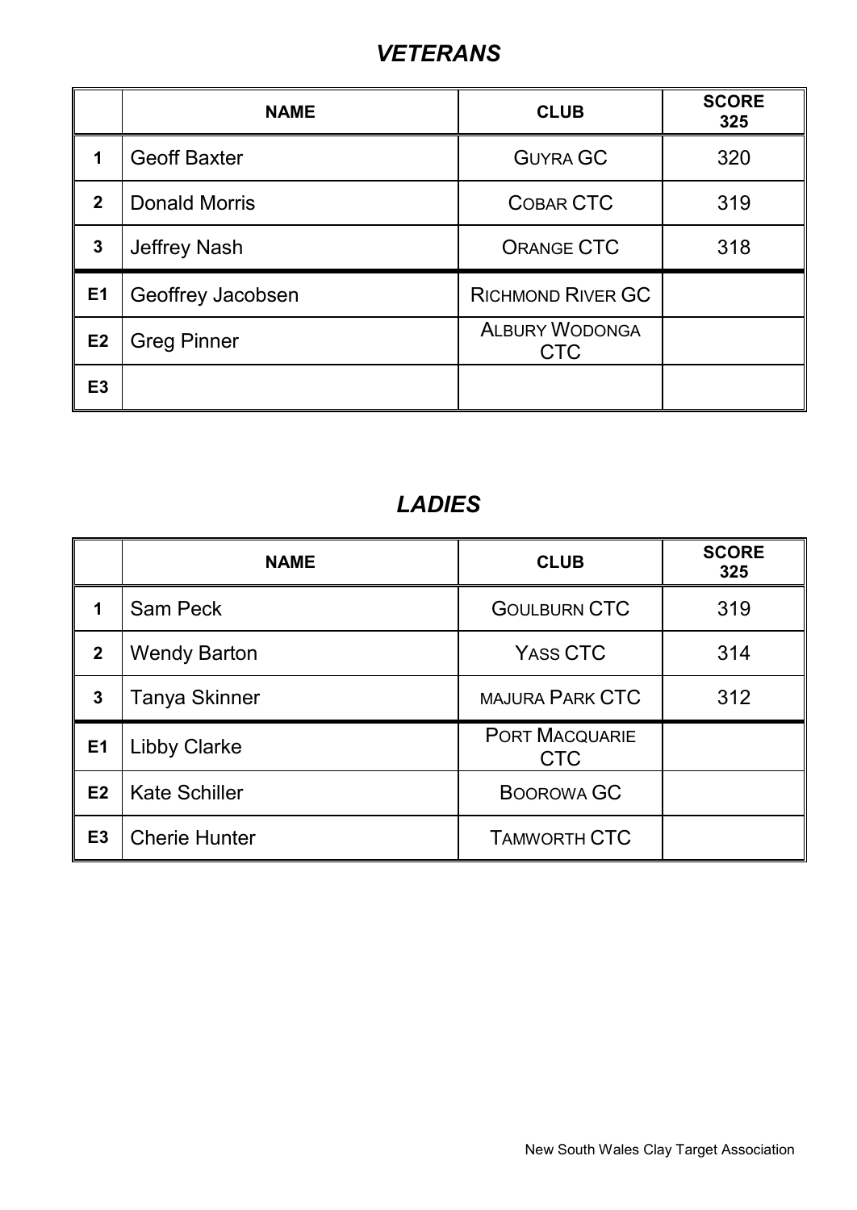## *VETERANS*

| | NAME | CLUB | SCORE 325 |
|---|---|---|---|
| 1 | Geoff Baxter | GUYRA GC | 320 |
| 2 | Donald Morris | COBAR CTC | 319 |
| 3 | Jeffrey Nash | ORANGE CTC | 318 |
| E1 | Geoffrey Jacobsen | RICHMOND RIVER GC | |
| E2 | Greg Pinner | ALBURY WODONGA CTC | |
| E3 | | | |

## *LADIES*

| | NAME | CLUB | SCORE 325 |
|---|---|---|---|
| 1 | Sam Peck | GOULBURN CTC | 319 |
| 2 | Wendy Barton | YASS CTC | 314 |
| 3 | Tanya Skinner | MAJURA PARK CTC | 312 |
| E1 | Libby Clarke | PORT MACQUARIE CTC | |
| E2 | Kate Schiller | BOOROWA GC | |
| E3 | Cherie Hunter | TAMWORTH CTC | |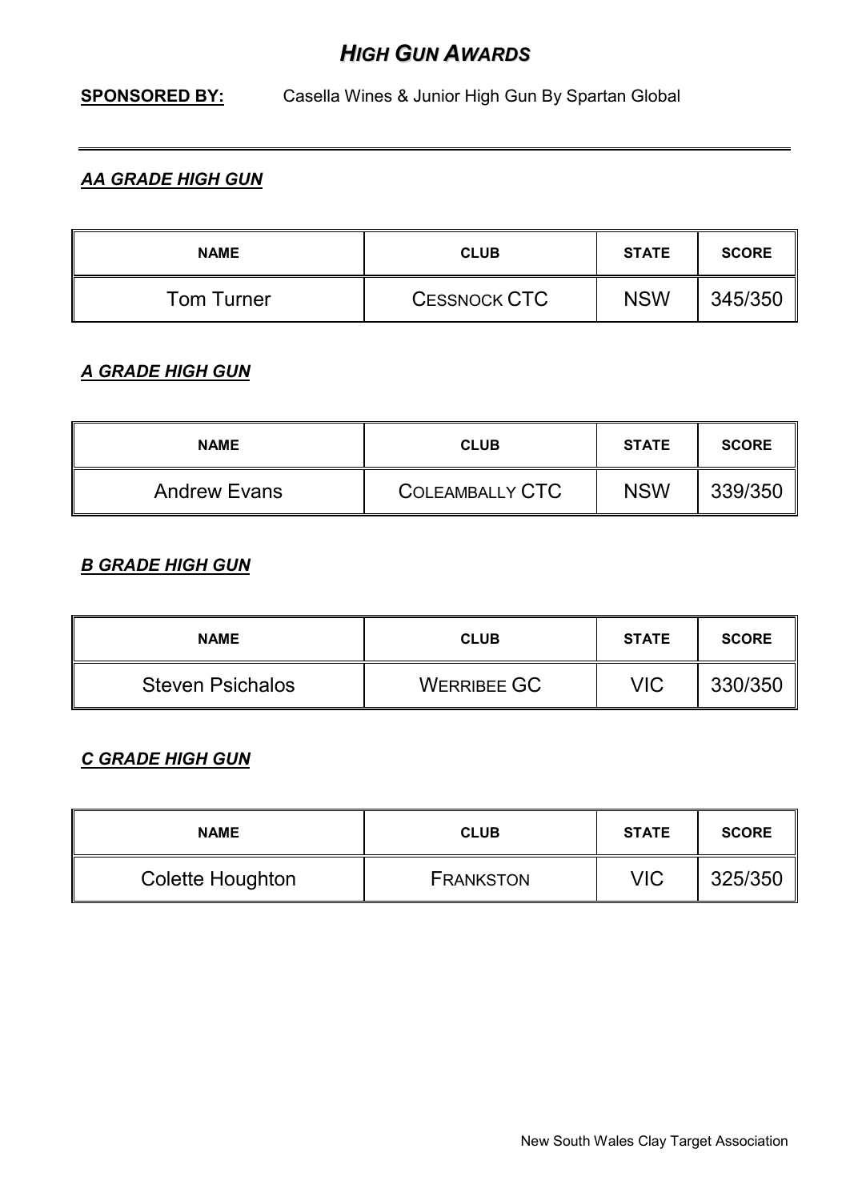# *High Gun Awards*

**SPONSORED BY:** Casella Wines & Junior High Gun By Spartan Global

---

### ***AA GRADE HIGH GUN***

| NAME | CLUB | STATE | SCORE |
|---|---|---|---|
| Tom Turner | CESSNOCK CTC | NSW | 345/350 |

### ***A GRADE HIGH GUN***

| NAME | CLUB | STATE | SCORE |
|---|---|---|---|
| Andrew Evans | COLEAMBALLY CTC | NSW | 339/350 |

### ***B GRADE HIGH GUN***

| NAME | CLUB | STATE | SCORE |
|---|---|---|---|
| Steven Psichalos | WERRIBEE GC | VIC | 330/350 |

### ***C GRADE HIGH GUN***

| NAME | CLUB | STATE | SCORE |
|---|---|---|---|
| Colette Houghton | FRANKSTON | VIC | 325/350 |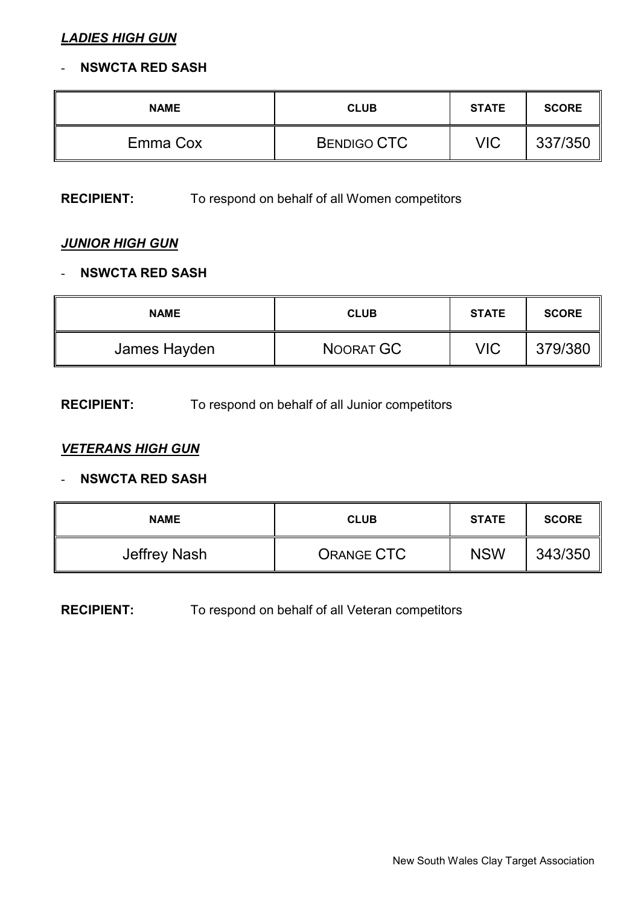***LADIES HIGH GUN***

- **NSWCTA RED SASH**

| NAME | CLUB | STATE | SCORE |
|---|---|---|---|
| Emma Cox | BENDIGO CTC | VIC | 337/350 |

**RECIPIENT:** To respond on behalf of all Women competitors

***JUNIOR HIGH GUN***

- **NSWCTA RED SASH**

| NAME | CLUB | STATE | SCORE |
|---|---|---|---|
| James Hayden | NOORAT GC | VIC | 379/380 |

**RECIPIENT:** To respond on behalf of all Junior competitors

***VETERANS HIGH GUN***

- **NSWCTA RED SASH**

| NAME | CLUB | STATE | SCORE |
|---|---|---|---|
| Jeffrey Nash | ORANGE CTC | NSW | 343/350 |

**RECIPIENT:** To respond on behalf of all Veteran competitors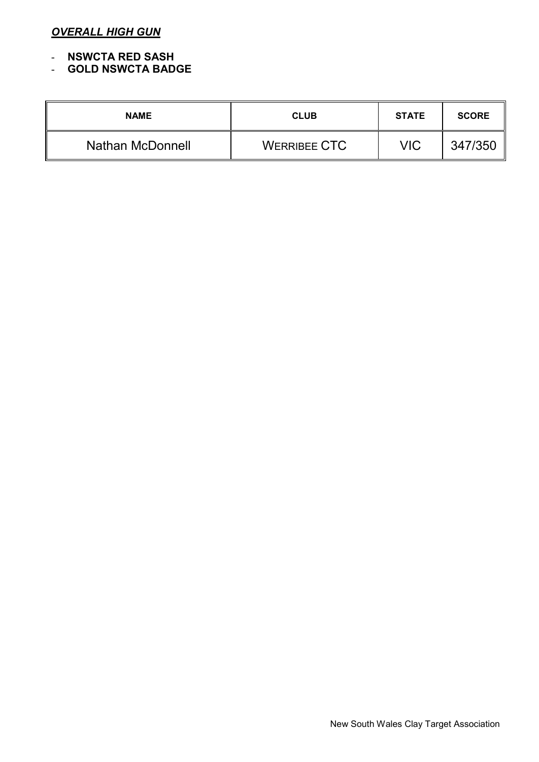***OVERALL HIGH GUN***

- **NSWCTA RED SASH**
- **GOLD NSWCTA BADGE**

| NAME | CLUB | STATE | SCORE |
| --- | --- | --- | --- |
| Nathan McDonnell | WERRIBEE CTC | VIC | 347/350 |